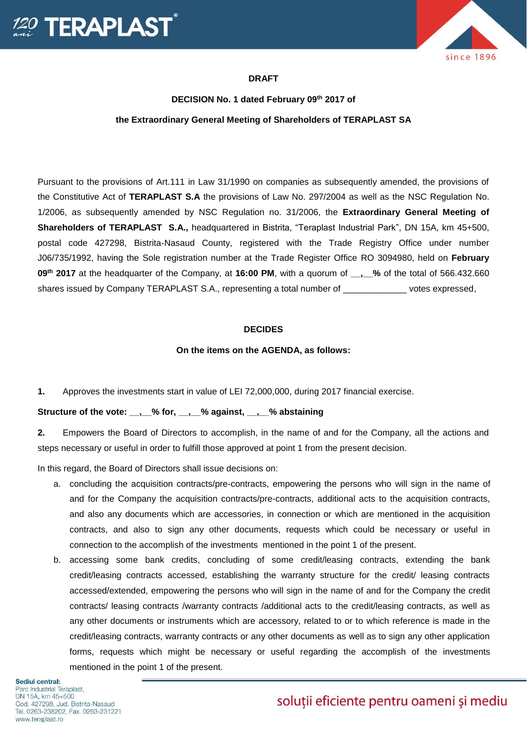**DRAFT**

**DECISION No. 1 dated February 09th 2017 of**

**the Extraordinary General Meeting of Shareholders of TERAPLAST SA**

Pursuant to the provisions of Art.111 in Law 31/1990 on companies as subsequently amended, the provisions of the Constitutive Act of **TERAPLAST S.A** the provisions of Law No. 297/2004 as well as the NSC Regulation No. 1/2006, as subsequently amended by NSC Regulation no. 31/2006, the **Extraordinary General Meeting of Shareholders of TERAPLAST S.A.,** headquartered in Bistrita, "Teraplast Industrial Park", DN 15A, km 45+500, postal code 427298, Bistrita-Nasaud County, registered with the Trade Registry Office under number J06/735/1992, having the Sole registration number at the Trade Register Office RO 3094980, held on **February 09th 2017** at the headquarter of the Company, at **16:00 PM**, with a quorum of **__,__%** of the total of 566.432.660 shares issued by Company TERAPLAST S.A., representing a total number of _____________ votes expressed,

**DECIDES**

**On the items on the AGENDA, as follows:**

**1.** Approves the investments start in value of LEI 72,000,000, during 2017 financial exercise.

**Structure of the vote: __,__% for, __,__% against, __,__% abstaining**

**2.** Empowers the Board of Directors to accomplish, in the name of and for the Company, all the actions and steps necessary or useful in order to fulfill those approved at point 1 from the present decision.

In this regard, the Board of Directors shall issue decisions on:

a. concluding the acquisition contracts/pre-contracts, empowering the persons who will sign in the name of and for the Company the acquisition contracts/pre-contracts, additional acts to the acquisition contracts, and also any documents which are accessories, in connection or which are mentioned in the acquisition contracts, and also to sign any other documents, requests which could be necessary or useful in connection to the accomplish of the investments mentioned in the point 1 of the present.

b. accessing some bank credits, concluding of some credit/leasing contracts, extending the bank credit/leasing contracts accessed, establishing the warranty structure for the credit/ leasing contracts accessed/extended, empowering the persons who will sign in the name of and for the Company the credit contracts/ leasing contracts /warranty contracts /additional acts to the credit/leasing contracts, as well as any other documents or instruments which are accessory, related to or to which reference is made in the credit/leasing contracts, warranty contracts or any other documents as well as to sign any other application forms, requests which might be necessary or useful regarding the accomplish of the investments mentioned in the point 1 of the present.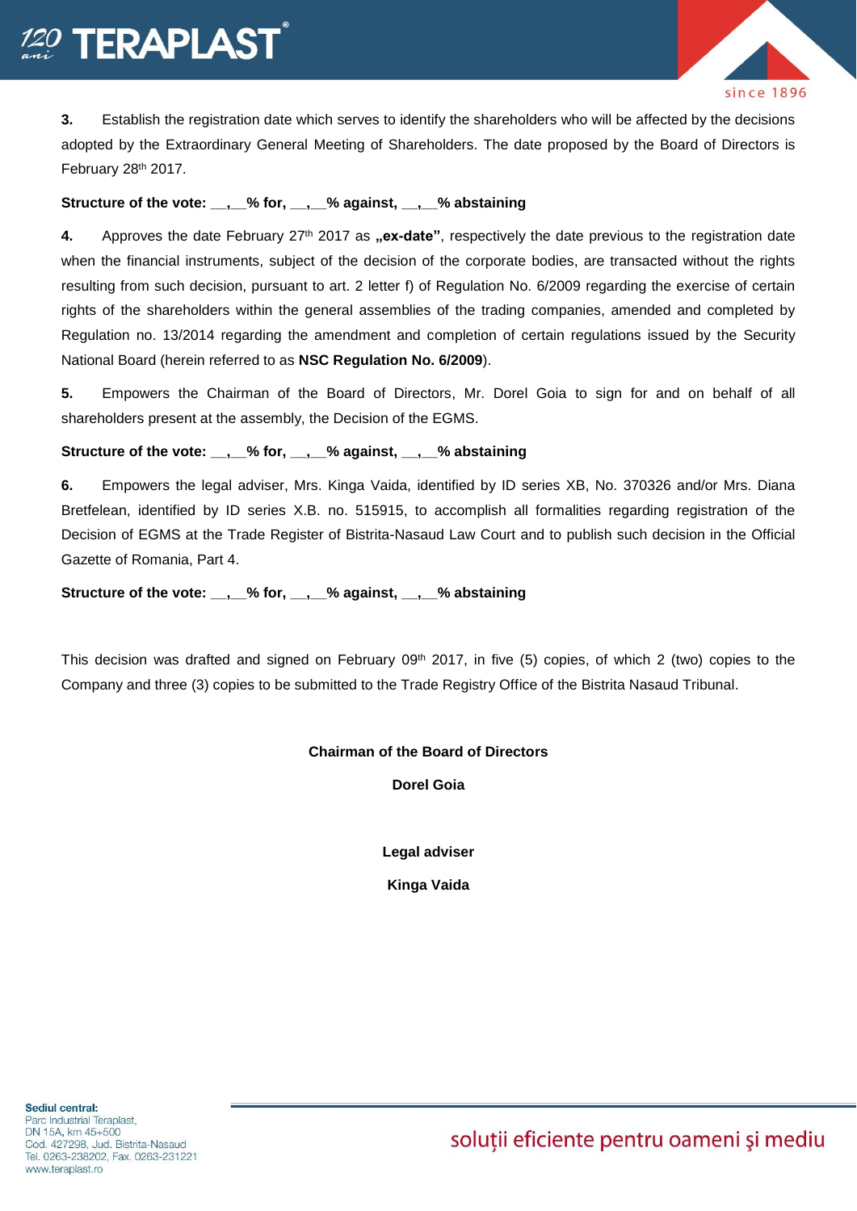**3.** Establish the registration date which serves to identify the shareholders who will be affected by the decisions adopted by the Extraordinary General Meeting of Shareholders. The date proposed by the Board of Directors is February 28th 2017.

**Structure of the vote: __,__% for, __,__% against, __,__% abstaining**

**4.** Approves the date February 27th 2017 as **„ex-date"**, respectively the date previous to the registration date when the financial instruments, subject of the decision of the corporate bodies, are transacted without the rights resulting from such decision, pursuant to art. 2 letter f) of Regulation No. 6/2009 regarding the exercise of certain rights of the shareholders within the general assemblies of the trading companies, amended and completed by Regulation no. 13/2014 regarding the amendment and completion of certain regulations issued by the Security National Board (herein referred to as **NSC Regulation No. 6/2009**).

**5.** Empowers the Chairman of the Board of Directors, Mr. Dorel Goia to sign for and on behalf of all shareholders present at the assembly, the Decision of the EGMS.

**Structure of the vote: __,__% for, __,__% against, __,__% abstaining**

**6.** Empowers the legal adviser, Mrs. Kinga Vaida, identified by ID series XB, No. 370326 and/or Mrs. Diana Bretfelean, identified by ID series X.B. no. 515915, to accomplish all formalities regarding registration of the Decision of EGMS at the Trade Register of Bistrita-Nasaud Law Court and to publish such decision in the Official Gazette of Romania, Part 4.

**Structure of the vote: __,__% for, __,__% against, __,__% abstaining**

This decision was drafted and signed on February 09th 2017, in five (5) copies, of which 2 (two) copies to the Company and three (3) copies to be submitted to the Trade Registry Office of the Bistrita Nasaud Tribunal.

**Chairman of the Board of Directors**

**Dorel Goia**

**Legal adviser**

**Kinga Vaida**